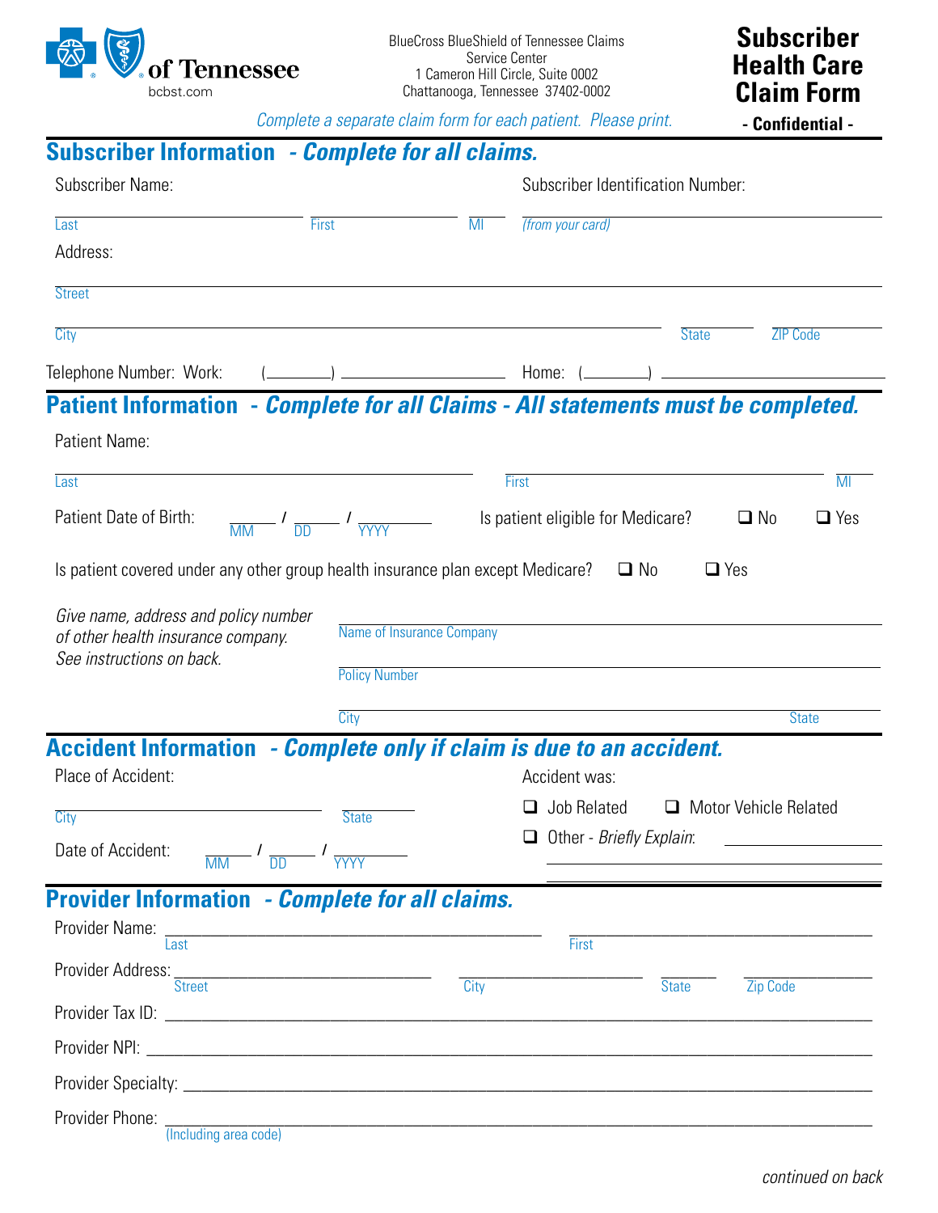BlueCross BlueShield of Tennessee

bcbst.com

BlueCross BlueShield of Tennessee Claims Service Center
1 Cameron Hill Circle, Suite 0002
Chattanooga, Tennessee 37402-0002

# Subscriber Health Care Claim Form

**- Confidential -**

*Complete a separate claim form for each patient. Please print.*

## Subscriber Information - *Complete for all claims.*

Subscriber Name: ______________________ ______________________ ____
Last First MI

Subscriber Identification Number: ______________________
*(from your card)*

Address:

______________________________________________
Street

______________________________ ________ ________
City State ZIP Code

Telephone Number: Work: (______) ____________ Home: (______) ____________

## Patient Information - *Complete for all Claims - All statements must be completed.*

Patient Name: ______________________ ______________________ ____
Last First MI

Patient Date of Birth: ____ / ____ / ______
MM DD YYYY

Is patient eligible for Medicare? ❑ No ❑ Yes

Is patient covered under any other group health insurance plan except Medicare? ❑ No ❑ Yes

*Give name, address and policy number of other health insurance company. See instructions on back.*

______________________________________________
Name of Insurance Company

______________________________________________
Policy Number

______________________________________ ________
City State

## Accident Information - *Complete only if claim is due to an accident.*

Place of Accident: ______________________ ________
City State

Date of Accident: ____ / ____ / ______
MM DD YYYY

Accident was:

❑ Job Related ❑ Motor Vehicle Related

❑ Other - *Briefly Explain*: ______________________

______________________________________________

## Provider Information - *Complete for all claims.*

Provider Name: ______________________ ______________________
Last First

Provider Address: ______________________ ______________ ________ ________
Street City State Zip Code

Provider Tax ID: ______________________________________________

Provider NPI: ______________________________________________

Provider Specialty: ______________________________________________

Provider Phone: ______________________________________________
(Including area code)

*continued on back*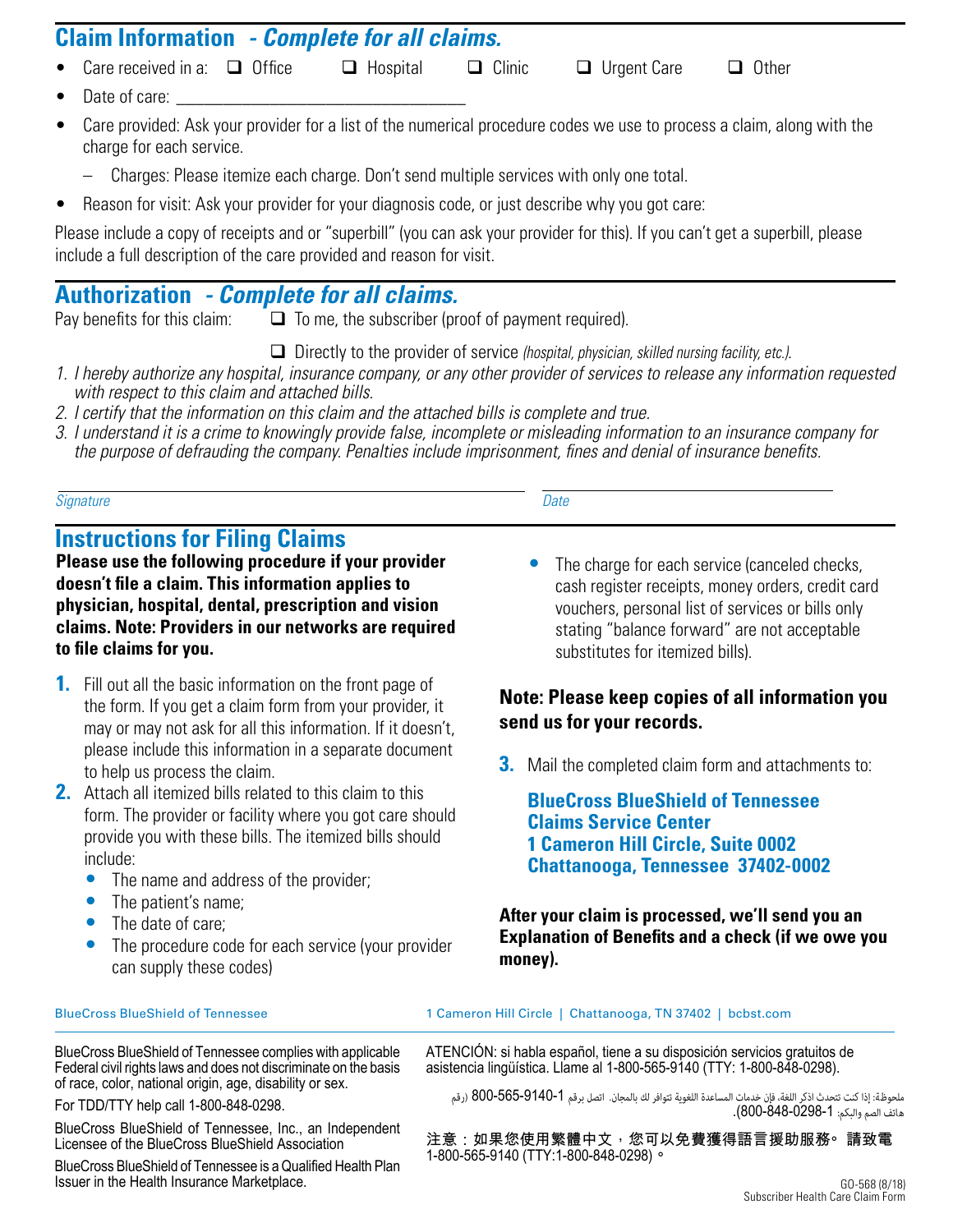## Claim Information *- Complete for all claims.*

- Care received in a: ❑ Office ❑ Hospital ❑ Clinic ❑ Urgent Care ❑ Other
- Date of care: ___________________________________
- Care provided: Ask your provider for a list of the numerical procedure codes we use to process a claim, along with the charge for each service.
  - Charges: Please itemize each charge. Don't send multiple services with only one total.
- Reason for visit: Ask your provider for your diagnosis code, or just describe why you got care:

Please include a copy of receipts and or "superbill" (you can ask your provider for this). If you can't get a superbill, please include a full description of the care provided and reason for visit.

## Authorization *- Complete for all claims.*

Pay benefits for this claim: ❑ To me, the subscriber (proof of payment required).

❑ Directly to the provider of service *(hospital, physician, skilled nursing facility, etc.).*

1. *I hereby authorize any hospital, insurance company, or any other provider of services to release any information requested with respect to this claim and attached bills.*
2. *I certify that the information on this claim and the attached bills is complete and true.*
3. *I understand it is a crime to knowingly provide false, incomplete or misleading information to an insurance company for the purpose of defrauding the company. Penalties include imprisonment, fines and denial of insurance benefits.*

_______________________________________ _______________________

*Signature* *Date*

## Instructions for Filing Claims

**Please use the following procedure if your provider doesn't file a claim. This information applies to physician, hospital, dental, prescription and vision claims. Note: Providers in our networks are required to file claims for you.**

1. Fill out all the basic information on the front page of the form. If you get a claim form from your provider, it may or may not ask for all this information. If it doesn't, please include this information in a separate document to help us process the claim.
2. Attach all itemized bills related to this claim to this form. The provider or facility where you got care should provide you with these bills. The itemized bills should include:
   - The name and address of the provider;
   - The patient's name;
   - The date of care;
   - The procedure code for each service (your provider can supply these codes)
   - The charge for each service (canceled checks, cash register receipts, money orders, credit card vouchers, personal list of services or bills only stating "balance forward" are not acceptable substitutes for itemized bills).

**Note: Please keep copies of all information you send us for your records.**

3. Mail the completed claim form and attachments to:

   **BlueCross BlueShield of Tennessee**
   **Claims Service Center**
   **1 Cameron Hill Circle, Suite 0002**
   **Chattanooga, Tennessee 37402-0002**

**After your claim is processed, we'll send you an Explanation of Benefits and a check (if we owe you money).**

BlueCross BlueShield of Tennessee 1 Cameron Hill Circle | Chattanooga, TN 37402 | bcbst.com

BlueCross BlueShield of Tennessee complies with applicable Federal civil rights laws and does not discriminate on the basis of race, color, national origin, age, disability or sex.

For TDD/TTY help call 1-800-848-0298.

BlueCross BlueShield of Tennessee, Inc., an Independent Licensee of the BlueCross BlueShield Association

BlueCross BlueShield of Tennessee is a Qualified Health Plan Issuer in the Health Insurance Marketplace.

ATENCIÓN: si habla español, tiene a su disposición servicios gratuitos de asistencia lingüística. Llame al 1-800-565-9140 (TTY: 1-800-848-0298).

ملحوظة: إذا كنت تتحدث اذكر اللغة، فإن خدمات المساعدة اللغوية تتوافر لك بالمجان. اتصل برقم 1-800-565-9140 (رقم هاتف الصم والبكم: 1-800-848-0298).

注意：如果您使用繁體中文，您可以免費獲得語言援助服務。請致電 1-800-565-9140 (TTY:1-800-848-0298)。

GO-568 (8/18)
Subscriber Health Care Claim Form